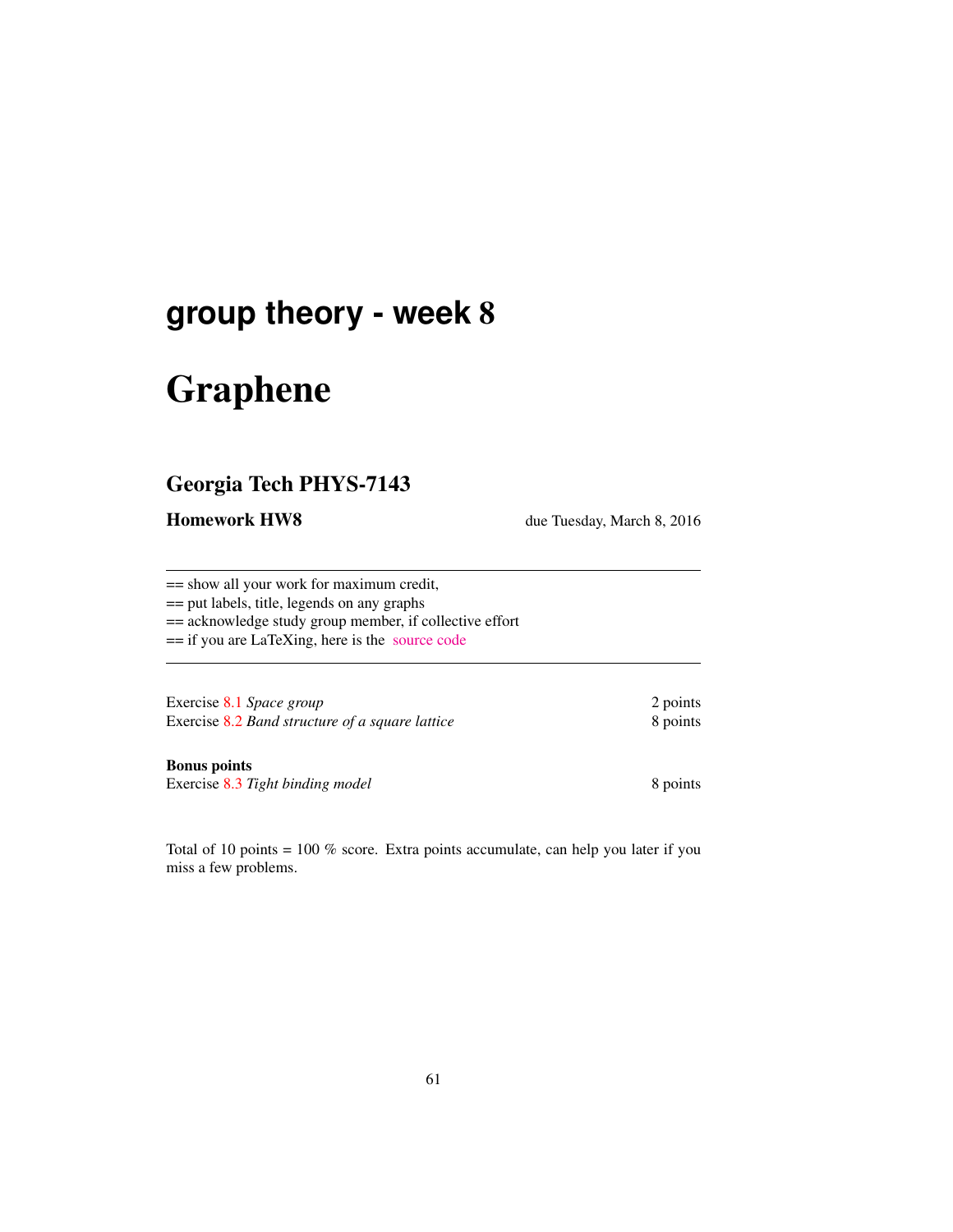# group theory - week 8

# Graphene

## Georgia Tech PHYS-7143

**Homework HW8** due Tuesday, March 8, 2016

---

== show all your work for maximum credit,
== put labels, title, legends on any graphs
== acknowledge study group member, if collective effort
== if you are LaTeXing, here is the source code

---

| | |
|---|---|
| Exercise 8.1 *Space group* | 2 points |
| Exercise 8.2 *Band structure of a square lattice* | 8 points |

**Bonus points**

| | |
|---|---|
| Exercise 8.3 *Tight binding model* | 8 points |

Total of 10 points = 100 % score. Extra points accumulate, can help you later if you miss a few problems.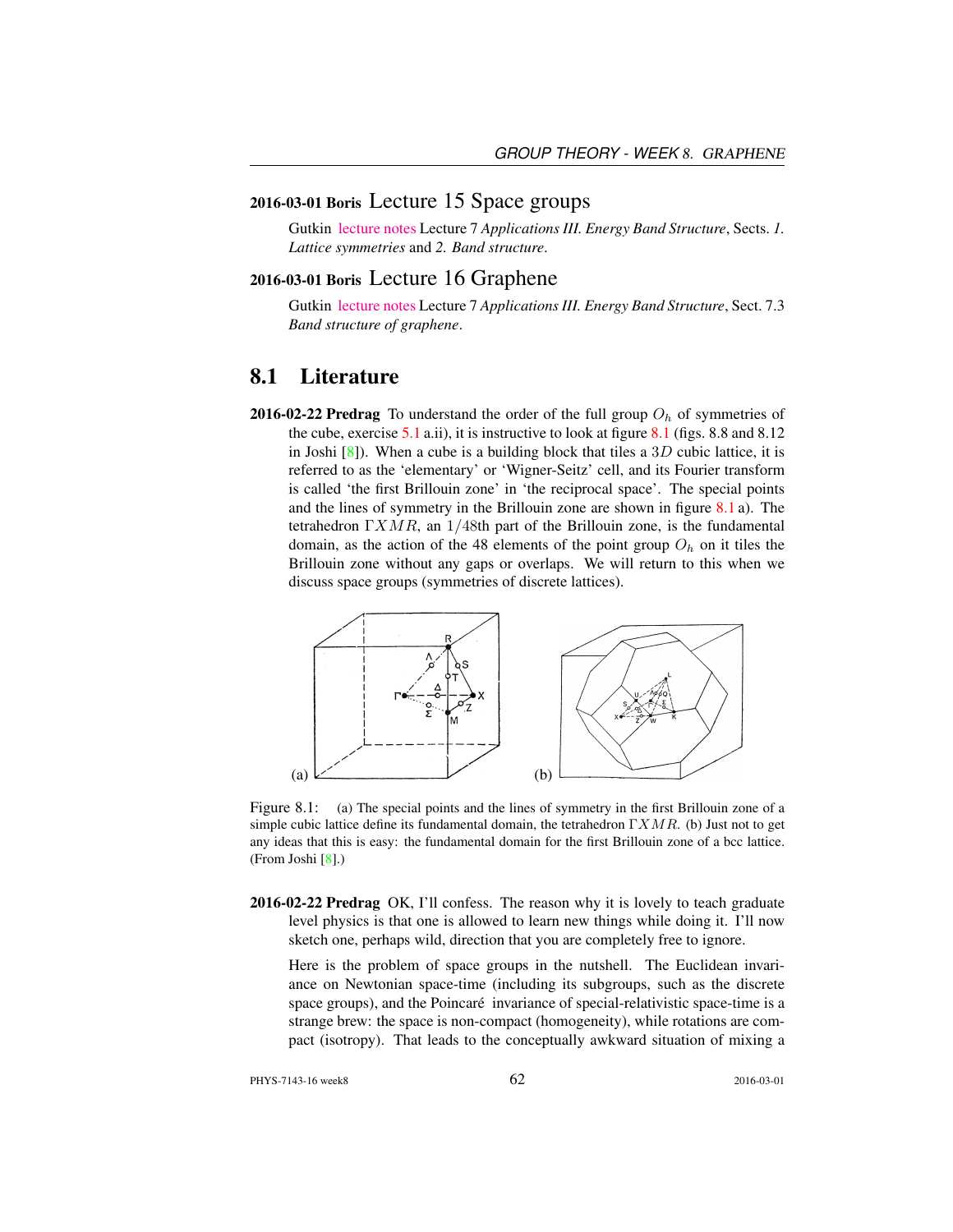## 2016-03-01 Boris Lecture 15 Space groups

Gutkin lecture notes Lecture 7 *Applications III. Energy Band Structure*, Sects. *1. Lattice symmetries* and *2. Band structure*.

## 2016-03-01 Boris Lecture 16 Graphene

Gutkin lecture notes Lecture 7 *Applications III. Energy Band Structure*, Sect. 7.3 *Band structure of graphene*.

## 8.1 Literature

**2016-02-22 Predrag** To understand the order of the full group $O_h$ of symmetries of the cube, exercise 5.1 a.ii), it is instructive to look at figure 8.1 (figs. 8.8 and 8.12 in Joshi [8]). When a cube is a building block that tiles a $3D$ cubic lattice, it is referred to as the 'elementary' or 'Wigner-Seitz' cell, and its Fourier transform is called 'the first Brillouin zone' in 'the reciprocal space'. The special points and the lines of symmetry in the Brillouin zone are shown in figure 8.1 a). The tetrahedron $\Gamma XMR$, an $1/48$th part of the Brillouin zone, is the fundamental domain, as the action of the 48 elements of the point group $O_h$ on it tiles the Brillouin zone without any gaps or overlaps. We will return to this when we discuss space groups (symmetries of discrete lattices).

Figure 8.1: (a) The special points and the lines of symmetry in the first Brillouin zone of a simple cubic lattice define its fundamental domain, the tetrahedron $\Gamma XMR$. (b) Just not to get any ideas that this is easy: the fundamental domain for the first Brillouin zone of a bcc lattice. (From Joshi [8].)

**2016-02-22 Predrag** OK, I'll confess. The reason why it is lovely to teach graduate level physics is that one is allowed to learn new things while doing it. I'll now sketch one, perhaps wild, direction that you are completely free to ignore.

Here is the problem of space groups in the nutshell. The Euclidean invariance on Newtonian space-time (including its subgroups, such as the discrete space groups), and the Poincaré invariance of special-relativistic space-time is a strange brew: the space is non-compact (homogeneity), while rotations are compact (isotropy). That leads to the conceptually awkward situation of mixing a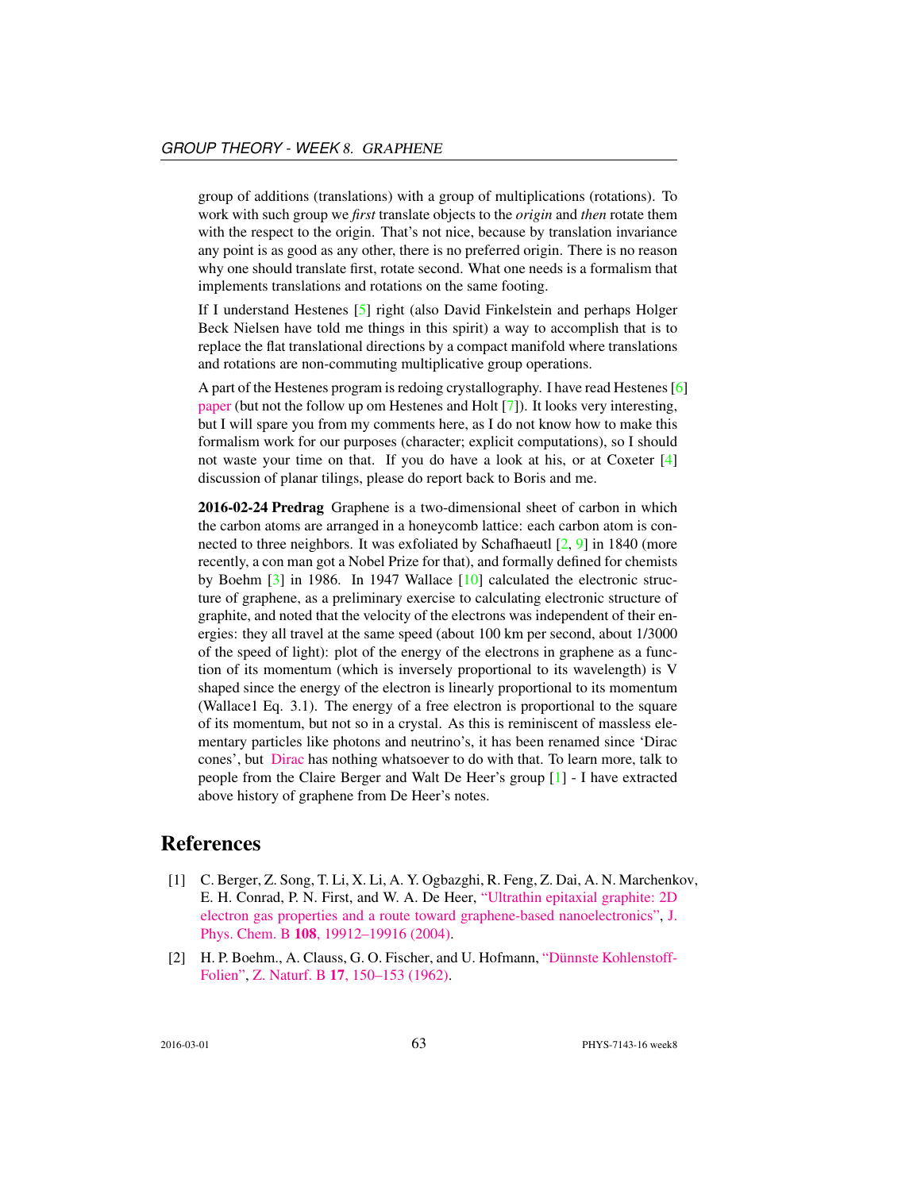group of additions (translations) with a group of multiplications (rotations). To work with such group we *first* translate objects to the *origin* and *then* rotate them with the respect to the origin. That's not nice, because by translation invariance any point is as good as any other, there is no preferred origin. There is no reason why one should translate first, rotate second. What one needs is a formalism that implements translations and rotations on the same footing.

If I understand Hestenes [5] right (also David Finkelstein and perhaps Holger Beck Nielsen have told me things in this spirit) a way to accomplish that is to replace the flat translational directions by a compact manifold where translations and rotations are non-commuting multiplicative group operations.

A part of the Hestenes program is redoing crystallography. I have read Hestenes [6] paper (but not the follow up om Hestenes and Holt [7]). It looks very interesting, but I will spare you from my comments here, as I do not know how to make this formalism work for our purposes (character; explicit computations), so I should not waste your time on that. If you do have a look at his, or at Coxeter [4] discussion of planar tilings, please do report back to Boris and me.

**2016-02-24 Predrag** Graphene is a two-dimensional sheet of carbon in which the carbon atoms are arranged in a honeycomb lattice: each carbon atom is connected to three neighbors. It was exfoliated by Schafhaeutl [2, 9] in 1840 (more recently, a con man got a Nobel Prize for that), and formally defined for chemists by Boehm [3] in 1986. In 1947 Wallace [10] calculated the electronic structure of graphene, as a preliminary exercise to calculating electronic structure of graphite, and noted that the velocity of the electrons was independent of their energies: they all travel at the same speed (about 100 km per second, about 1/3000 of the speed of light): plot of the energy of the electrons in graphene as a function of its momentum (which is inversely proportional to its wavelength) is V shaped since the energy of the electron is linearly proportional to its momentum (Wallace1 Eq. 3.1). The energy of a free electron is proportional to the square of its momentum, but not so in a crystal. As this is reminiscent of massless elementary particles like photons and neutrino's, it has been renamed since 'Dirac cones', but Dirac has nothing whatsoever to do with that. To learn more, talk to people from the Claire Berger and Walt De Heer's group [1] - I have extracted above history of graphene from De Heer's notes.

# References

[1] C. Berger, Z. Song, T. Li, X. Li, A. Y. Ogbazghi, R. Feng, Z. Dai, A. N. Marchenkov, E. H. Conrad, P. N. First, and W. A. De Heer, "Ultrathin epitaxial graphite: 2D electron gas properties and a route toward graphene-based nanoelectronics", J. Phys. Chem. B **108**, 19912–19916 (2004).

[2] H. P. Boehm., A. Clauss, G. O. Fischer, and U. Hofmann, "Dünnste Kohlenstoff-Folien", Z. Naturf. B **17**, 150–153 (1962).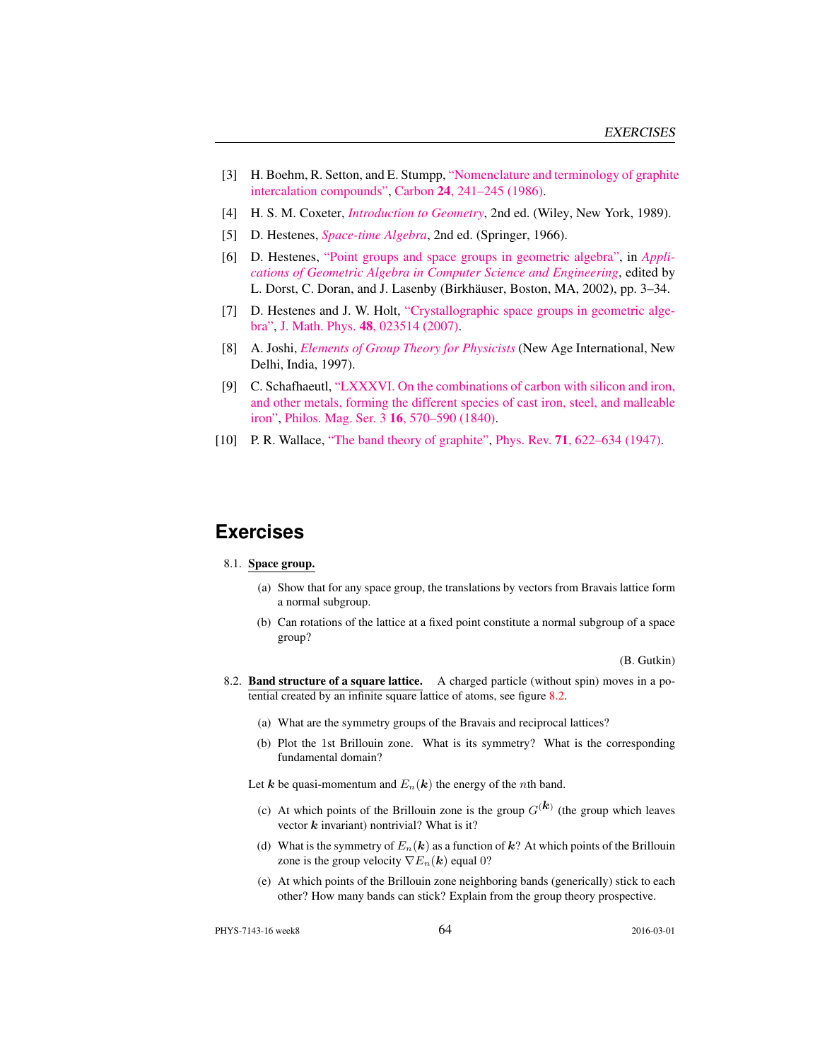[3] H. Boehm, R. Setton, and E. Stumpp, "Nomenclature and terminology of graphite intercalation compounds", Carbon **24**, 241–245 (1986).

[4] H. S. M. Coxeter, *Introduction to Geometry*, 2nd ed. (Wiley, New York, 1989).

[5] D. Hestenes, *Space-time Algebra*, 2nd ed. (Springer, 1966).

[6] D. Hestenes, "Point groups and space groups in geometric algebra", in *Applications of Geometric Algebra in Computer Science and Engineering*, edited by L. Dorst, C. Doran, and J. Lasenby (Birkhäuser, Boston, MA, 2002), pp. 3–34.

[7] D. Hestenes and J. W. Holt, "Crystallographic space groups in geometric algebra", J. Math. Phys. **48**, 023514 (2007).

[8] A. Joshi, *Elements of Group Theory for Physicists* (New Age International, New Delhi, India, 1997).

[9] C. Schafhaeutl, "LXXXVI. On the combinations of carbon with silicon and iron, and other metals, forming the different species of cast iron, steel, and malleable iron", Philos. Mag. Ser. 3 **16**, 570–590 (1840).

[10] P. R. Wallace, "The band theory of graphite", Phys. Rev. **71**, 622–634 (1947).

# Exercises

8.1. **Space group.**

(a) Show that for any space group, the translations by vectors from Bravais lattice form a normal subgroup.

(b) Can rotations of the lattice at a fixed point constitute a normal subgroup of a space group?

(B. Gutkin)

8.2. **Band structure of a square lattice.** A charged particle (without spin) moves in a potential created by an infinite square lattice of atoms, see figure 8.2.

(a) What are the symmetry groups of the Bravais and reciprocal lattices?

(b) Plot the 1st Brillouin zone. What is its symmetry? What is the corresponding fundamental domain?

Let $\boldsymbol{k}$ be quasi-momentum and $E_n(\boldsymbol{k})$ the energy of the $n$th band.

(c) At which points of the Brillouin zone is the group $G^{(\boldsymbol{k})}$ (the group which leaves vector $\boldsymbol{k}$ invariant) nontrivial? What is it?

(d) What is the symmetry of $E_n(\boldsymbol{k})$ as a function of $\boldsymbol{k}$? At which points of the Brillouin zone is the group velocity $\nabla E_n(\boldsymbol{k})$ equal 0?

(e) At which points of the Brillouin zone neighboring bands (generically) stick to each other? How many bands can stick? Explain from the group theory prospective.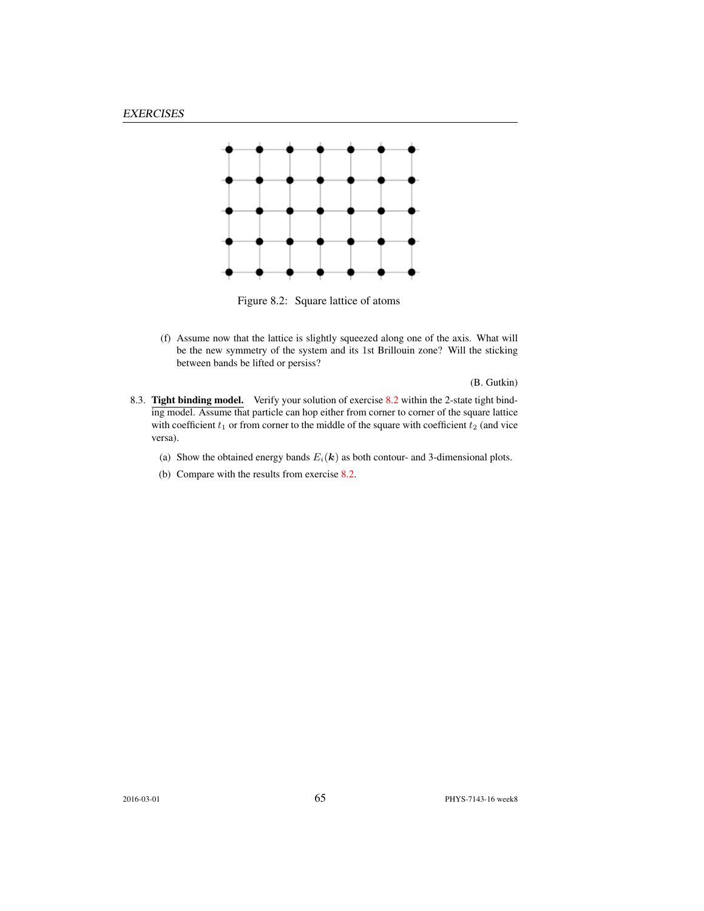Figure 8.2: Square lattice of atoms

(f) Assume now that the lattice is slightly squeezed along one of the axis. What will be the new symmetry of the system and its 1st Brillouin zone? Will the sticking between bands be lifted or persiss?

(B. Gutkin)

8.3. **Tight binding model.** Verify your solution of exercise 8.2 within the 2-state tight binding model. Assume that particle can hop either from corner to corner of the square lattice with coefficient $t_1$ or from corner to the middle of the square with coefficient $t_2$ (and vice versa).

(a) Show the obtained energy bands $E_i(\boldsymbol{k})$ as both contour- and 3-dimensional plots.

(b) Compare with the results from exercise 8.2.